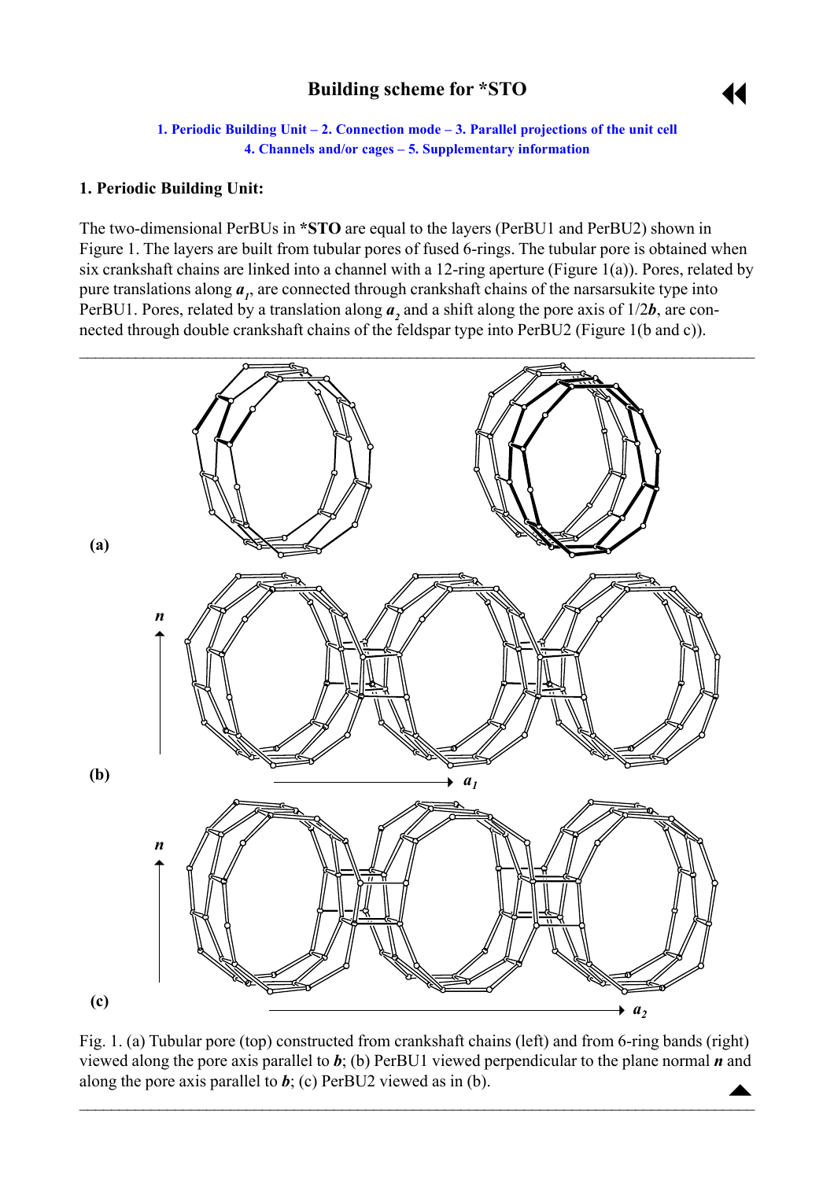# Building scheme for *STO

1. Periodic Building Unit – 2. Connection mode – 3. Parallel projections of the unit cell
4. Channels and/or cages – 5. Supplementary information

## 1. Periodic Building Unit:

The two-dimensional PerBUs in **\*STO** are equal to the layers (PerBU1 and PerBU2) shown in Figure 1. The layers are built from tubular pores of fused 6-rings. The tubular pore is obtained when six crankshaft chains are linked into a channel with a 12-ring aperture (Figure 1(a)). Pores, related by pure translations along $\boldsymbol{a}_1$, are connected through crankshaft chains of the narsarsukite type into PerBU1. Pores, related by a translation along $\boldsymbol{a}_2$ and a shift along the pore axis of 1/2$\boldsymbol{b}$, are connected through double crankshaft chains of the feldspar type into PerBU2 (Figure 1(b and c)).

Fig. 1. (a) Tubular pore (top) constructed from crankshaft chains (left) and from 6-ring bands (right) viewed along the pore axis parallel to $\boldsymbol{b}$; (b) PerBU1 viewed perpendicular to the plane normal $\boldsymbol{n}$ and along the pore axis parallel to $\boldsymbol{b}$; (c) PerBU2 viewed as in (b).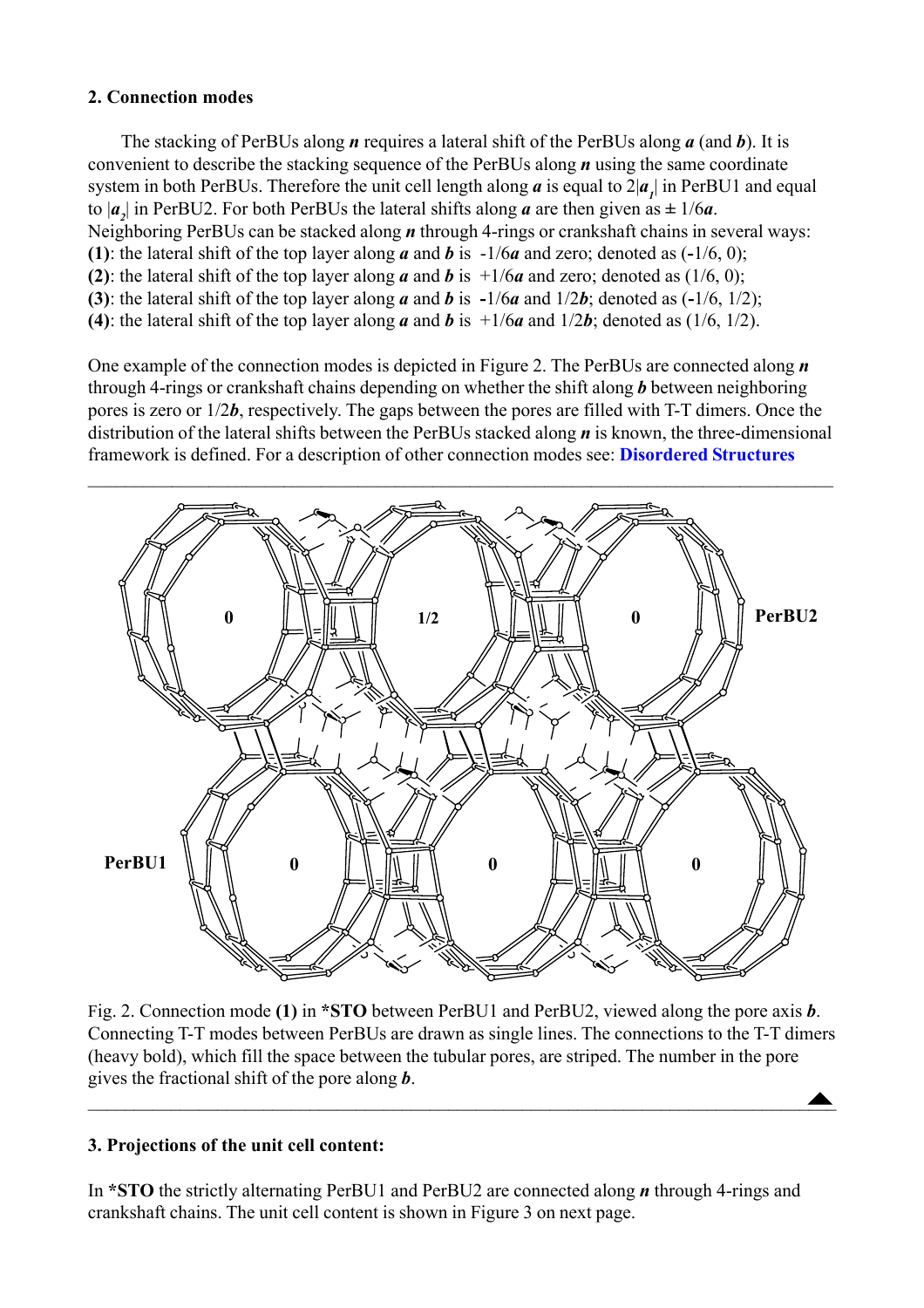## 2. Connection modes

The stacking of PerBUs along ***n*** requires a lateral shift of the PerBUs along ***a*** (and ***b***). It is convenient to describe the stacking sequence of the PerBUs along ***n*** using the same coordinate system in both PerBUs. Therefore the unit cell length along ***a*** is equal to $2|\boldsymbol{a}_1|$ in PerBU1 and equal to $|\boldsymbol{a}_2|$ in PerBU2. For both PerBUs the lateral shifts along ***a*** are then given as $\pm$ 1/6***a***.
Neighboring PerBUs can be stacked along ***n*** through 4-rings or crankshaft chains in several ways:
**(1)**: the lateral shift of the top layer along ***a*** and ***b*** is -1/6***a*** and zero; denoted as (-1/6, 0);
**(2)**: the lateral shift of the top layer along ***a*** and ***b*** is +1/6***a*** and zero; denoted as (1/6, 0);
**(3)**: the lateral shift of the top layer along ***a*** and ***b*** is -1/6***a*** and 1/2***b***; denoted as (-1/6, 1/2);
**(4)**: the lateral shift of the top layer along ***a*** and ***b*** is +1/6***a*** and 1/2***b***; denoted as (1/6, 1/2).

One example of the connection modes is depicted in Figure 2. The PerBUs are connected along ***n*** through 4-rings or crankshaft chains depending on whether the shift along ***b*** between neighboring pores is zero or 1/2***b***, respectively. The gaps between the pores are filled with T-T dimers. Once the distribution of the lateral shifts between the PerBUs stacked along ***n*** is known, the three-dimensional framework is defined. For a description of other connection modes see: **Disordered Structures**

Fig. 2. Connection mode **(1)** in ***STO** between PerBU1 and PerBU2, viewed along the pore axis ***b***. Connecting T-T modes between PerBUs are drawn as single lines. The connections to the T-T dimers (heavy bold), which fill the space between the tubular pores, are striped. The number in the pore gives the fractional shift of the pore along ***b***.

## 3. Projections of the unit cell content:

In ***STO** the strictly alternating PerBU1 and PerBU2 are connected along ***n*** through 4-rings and crankshaft chains. The unit cell content is shown in Figure 3 on next page.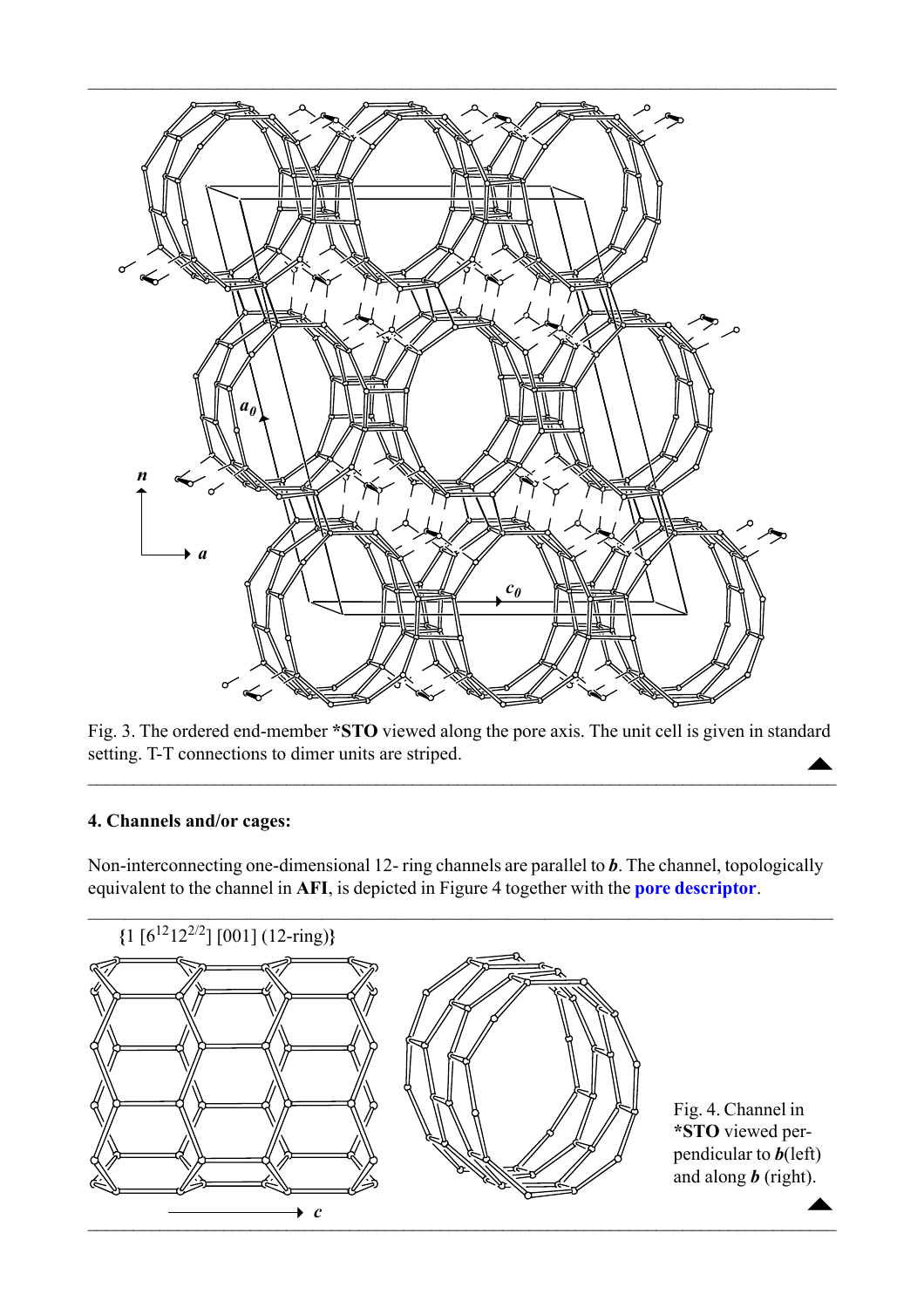Fig. 3. The ordered end-member ***STO** viewed along the pore axis. The unit cell is given in standard setting. T-T connections to dimer units are striped.

## 4. Channels and/or cages:

Non-interconnecting one-dimensional 12- ring channels are parallel to ***b***. The channel, topologically equivalent to the channel in **AFI**, is depicted in Figure 4 together with the **pore descriptor**.

{1 [$6^{12}12^{2/2}$] [001] (12-ring)}

Fig. 4. Channel in ***STO** viewed perpendicular to ***b***(left) and along ***b*** (right).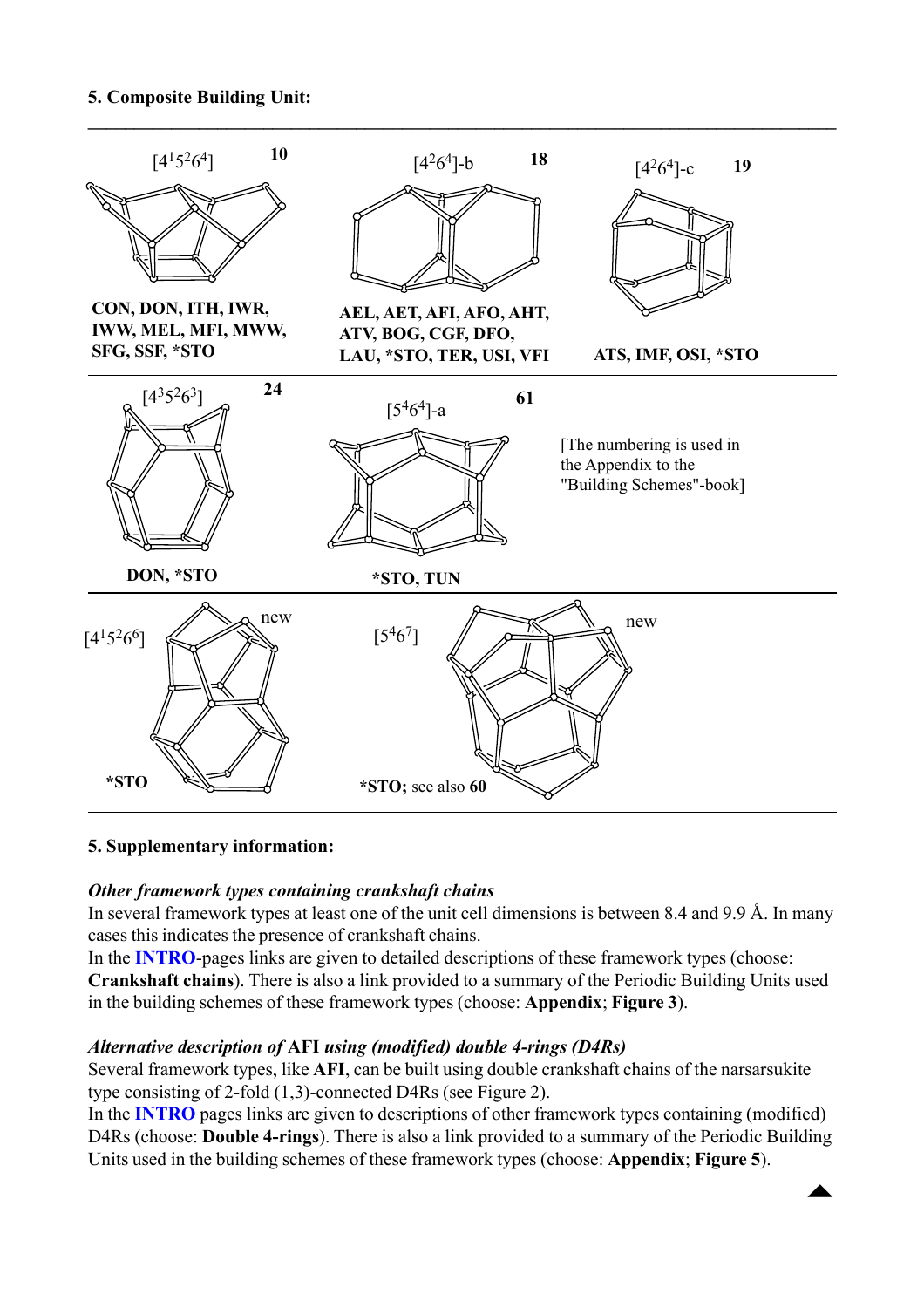**5. Composite Building Unit:**

[$4^15^26^4$] **10**

CON, DON, ITH, IWR, IWW, MEL, MFI, MWW, SFG, SSF, *STO

[$4^26^4$]-b **18**

AEL, AET, AFI, AFO, AHT, ATV, BOG, CGF, DFO, LAU, *STO, TER, USI, VFI

[$4^26^4$]-c **19**

ATS, IMF, OSI, *STO

[$4^35^26^3$] **24**

DON, *STO

[$5^46^4$]-a **61**

*STO, TUN

[The numbering is used in the Appendix to the "Building Schemes"-book]

[$4^15^26^6$] new

*STO

[$5^46^7$] new

*STO; see also **60**

**5. Supplementary information:**

***Other framework types containing crankshaft chains***

In several framework types at least one of the unit cell dimensions is between 8.4 and 9.9 Å. In many cases this indicates the presence of crankshaft chains.

In the **INTRO**-pages links are given to detailed descriptions of these framework types (choose: **Crankshaft chains**). There is also a link provided to a summary of the Periodic Building Units used in the building schemes of these framework types (choose: **Appendix**; **Figure 3**).

***Alternative description of* AFI *using (modified) double 4-rings (D4Rs)***

Several framework types, like **AFI**, can be built using double crankshaft chains of the narsarsukite type consisting of 2-fold (1,3)-connected D4Rs (see Figure 2).

In the **INTRO** pages links are given to descriptions of other framework types containing (modified) D4Rs (choose: **Double 4-rings**). There is also a link provided to a summary of the Periodic Building Units used in the building schemes of these framework types (choose: **Appendix**; **Figure 5**).